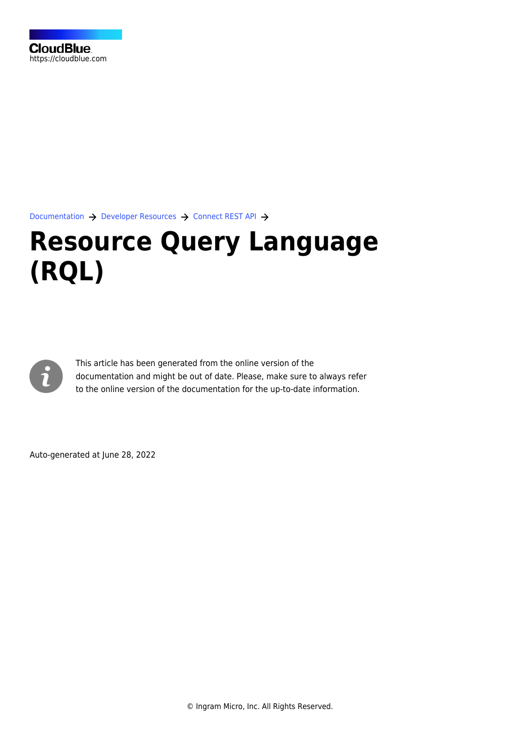CloudBlue
https://cloudblue.com

Documentation → Developer Resources → Connect REST API →

# Resource Query Language (RQL)

This article has been generated from the online version of the documentation and might be out of date. Please, make sure to always refer to the online version of the documentation for the up-to-date information.

Auto-generated at June 28, 2022

© Ingram Micro, Inc. All Rights Reserved.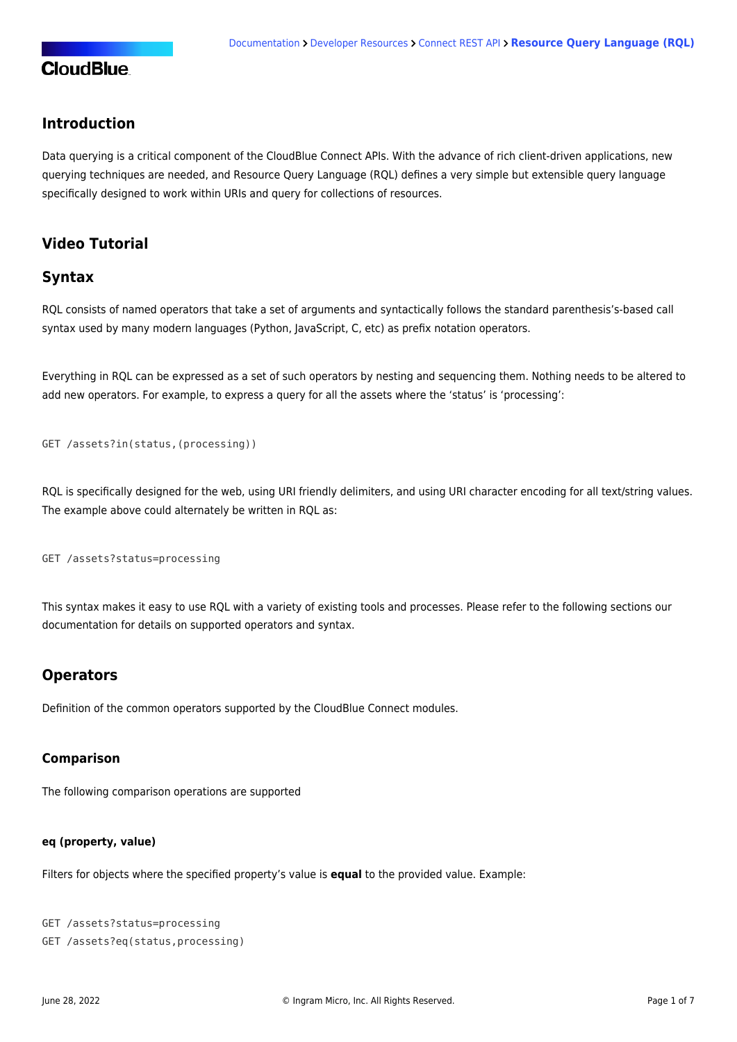## Introduction

Data querying is a critical component of the CloudBlue Connect APIs. With the advance of rich client-driven applications, new querying techniques are needed, and Resource Query Language (RQL) defines a very simple but extensible query language specifically designed to work within URIs and query for collections of resources.

## Video Tutorial

## Syntax

RQL consists of named operators that take a set of arguments and syntactically follows the standard parenthesis's-based call syntax used by many modern languages (Python, JavaScript, C, etc) as prefix notation operators.

Everything in RQL can be expressed as a set of such operators by nesting and sequencing them. Nothing needs to be altered to add new operators. For example, to express a query for all the assets where the 'status' is 'processing':

```
GET /assets?in(status,(processing))
```

RQL is specifically designed for the web, using URI friendly delimiters, and using URI character encoding for all text/string values. The example above could alternately be written in RQL as:

```
GET /assets?status=processing
```

This syntax makes it easy to use RQL with a variety of existing tools and processes. Please refer to the following sections our documentation for details on supported operators and syntax.

## Operators

Definition of the common operators supported by the CloudBlue Connect modules.

### Comparison

The following comparison operations are supported

#### eq (property, value)

Filters for objects where the specified property's value is **equal** to the provided value. Example:

```
GET /assets?status=processing
GET /assets?eq(status,processing)
```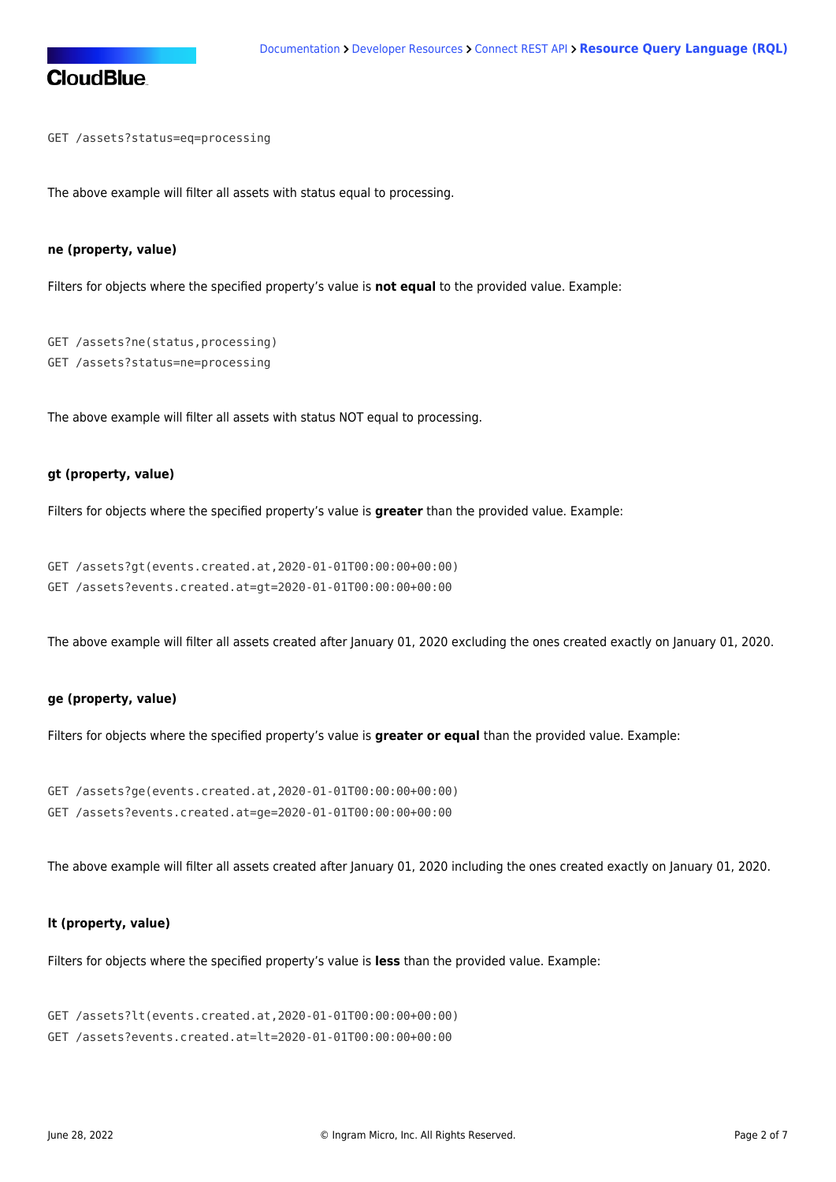```
GET /assets?status=eq=processing
```

The above example will filter all assets with status equal to processing.

#### ne (property, value)

Filters for objects where the specified property's value is **not equal** to the provided value. Example:

```
GET /assets?ne(status,processing)
GET /assets?status=ne=processing
```

The above example will filter all assets with status NOT equal to processing.

#### gt (property, value)

Filters for objects where the specified property's value is **greater** than the provided value. Example:

```
GET /assets?gt(events.created.at,2020-01-01T00:00:00+00:00)
GET /assets?events.created.at=gt=2020-01-01T00:00:00+00:00
```

The above example will filter all assets created after January 01, 2020 excluding the ones created exactly on January 01, 2020.

#### ge (property, value)

Filters for objects where the specified property's value is **greater or equal** than the provided value. Example:

```
GET /assets?ge(events.created.at,2020-01-01T00:00:00+00:00)
GET /assets?events.created.at=ge=2020-01-01T00:00:00+00:00
```

The above example will filter all assets created after January 01, 2020 including the ones created exactly on January 01, 2020.

#### lt (property, value)

Filters for objects where the specified property's value is **less** than the provided value. Example:

```
GET /assets?lt(events.created.at,2020-01-01T00:00:00+00:00)
GET /assets?events.created.at=lt=2020-01-01T00:00:00+00:00
```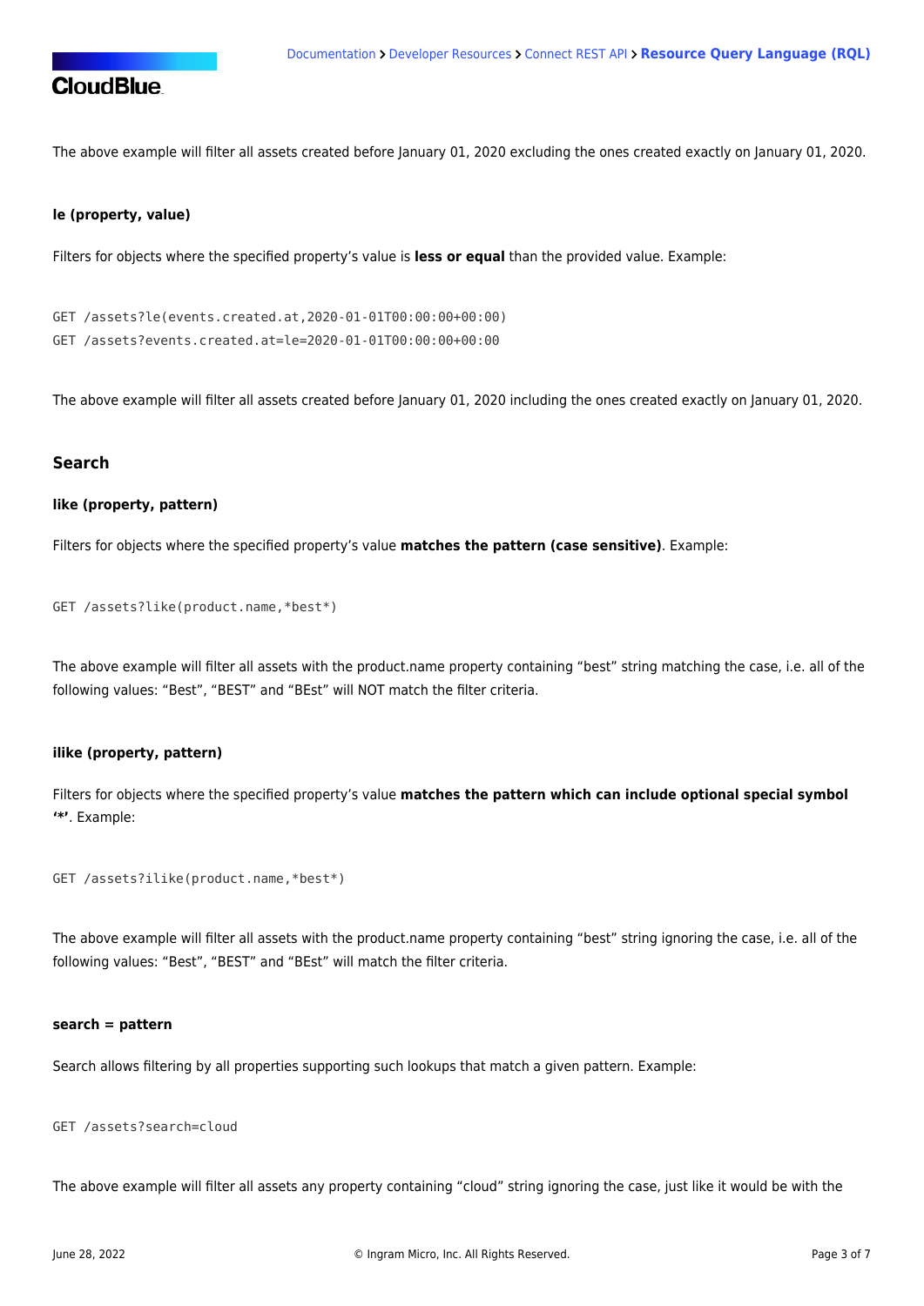The above example will filter all assets created before January 01, 2020 excluding the ones created exactly on January 01, 2020.

#### le (property, value)

Filters for objects where the specified property's value is **less or equal** than the provided value. Example:

```
GET /assets?le(events.created.at,2020-01-01T00:00:00+00:00)
GET /assets?events.created.at=le=2020-01-01T00:00:00+00:00
```

The above example will filter all assets created before January 01, 2020 including the ones created exactly on January 01, 2020.

### Search

#### like (property, pattern)

Filters for objects where the specified property's value **matches the pattern (case sensitive)**. Example:

```
GET /assets?like(product.name,*best*)
```

The above example will filter all assets with the product.name property containing "best" string matching the case, i.e. all of the following values: "Best", "BEST" and "BEst" will NOT match the filter criteria.

#### ilike (property, pattern)

Filters for objects where the specified property's value **matches the pattern which can include optional special symbol '*'**. Example:

```
GET /assets?ilike(product.name,*best*)
```

The above example will filter all assets with the product.name property containing "best" string ignoring the case, i.e. all of the following values: "Best", "BEST" and "BEst" will match the filter criteria.

#### search = pattern

Search allows filtering by all properties supporting such lookups that match a given pattern. Example:

```
GET /assets?search=cloud
```

The above example will filter all assets any property containing "cloud" string ignoring the case, just like it would be with the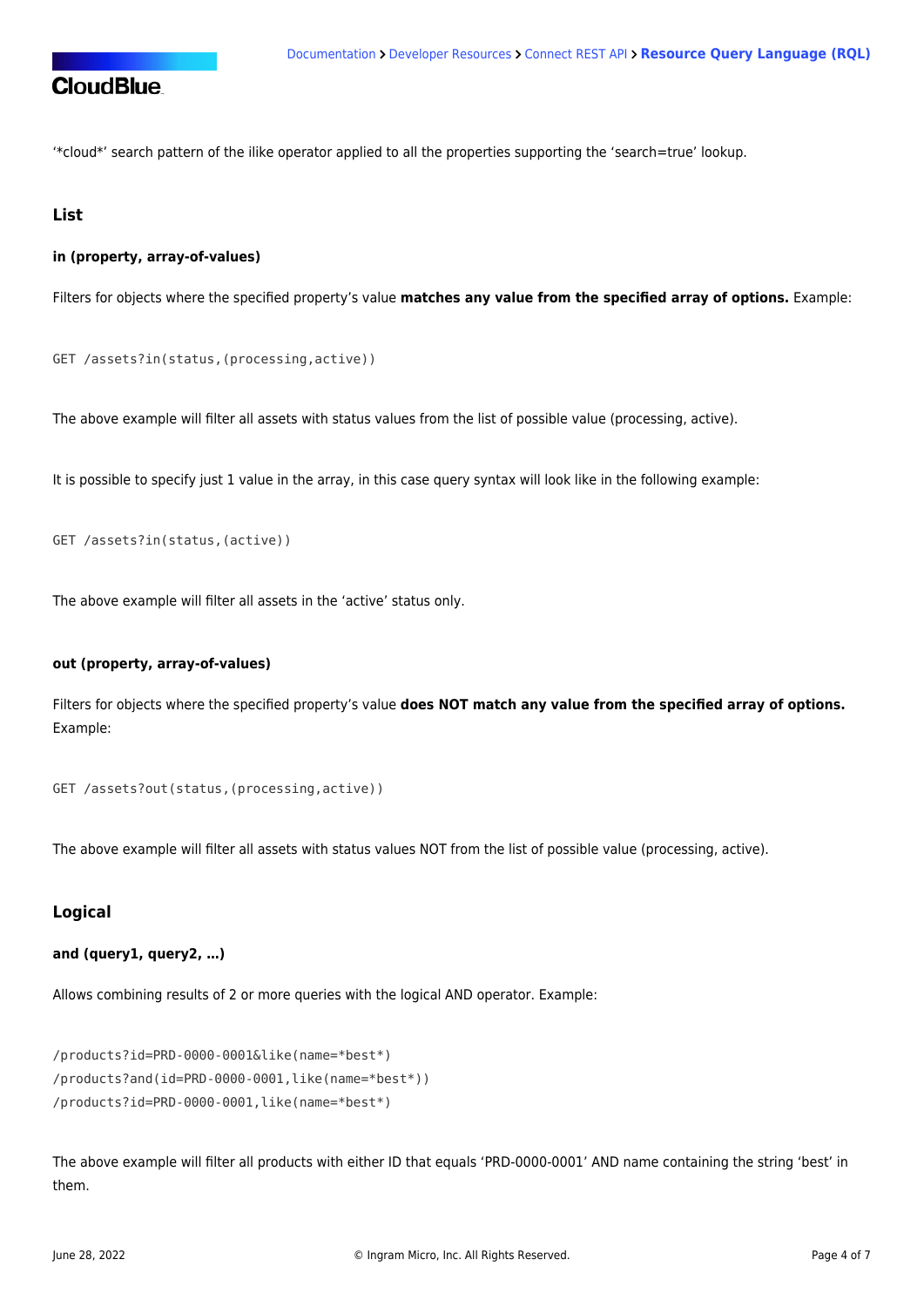'*cloud*' search pattern of the ilike operator applied to all the properties supporting the 'search=true' lookup.

### List

#### in (property, array-of-values)

Filters for objects where the specified property's value **matches any value from the specified array of options.** Example:

```
GET /assets?in(status,(processing,active))
```

The above example will filter all assets with status values from the list of possible value (processing, active).

It is possible to specify just 1 value in the array, in this case query syntax will look like in the following example:

```
GET /assets?in(status,(active))
```

The above example will filter all assets in the 'active' status only.

#### out (property, array-of-values)

Filters for objects where the specified property's value **does NOT match any value from the specified array of options.** Example:

```
GET /assets?out(status,(processing,active))
```

The above example will filter all assets with status values NOT from the list of possible value (processing, active).

### Logical

#### and (query1, query2, …)

Allows combining results of 2 or more queries with the logical AND operator. Example:

```
/products?id=PRD-0000-0001&like(name=*best*)
/products?and(id=PRD-0000-0001,like(name=*best*))
/products?id=PRD-0000-0001,like(name=*best*)
```

The above example will filter all products with either ID that equals 'PRD-0000-0001' AND name containing the string 'best' in them.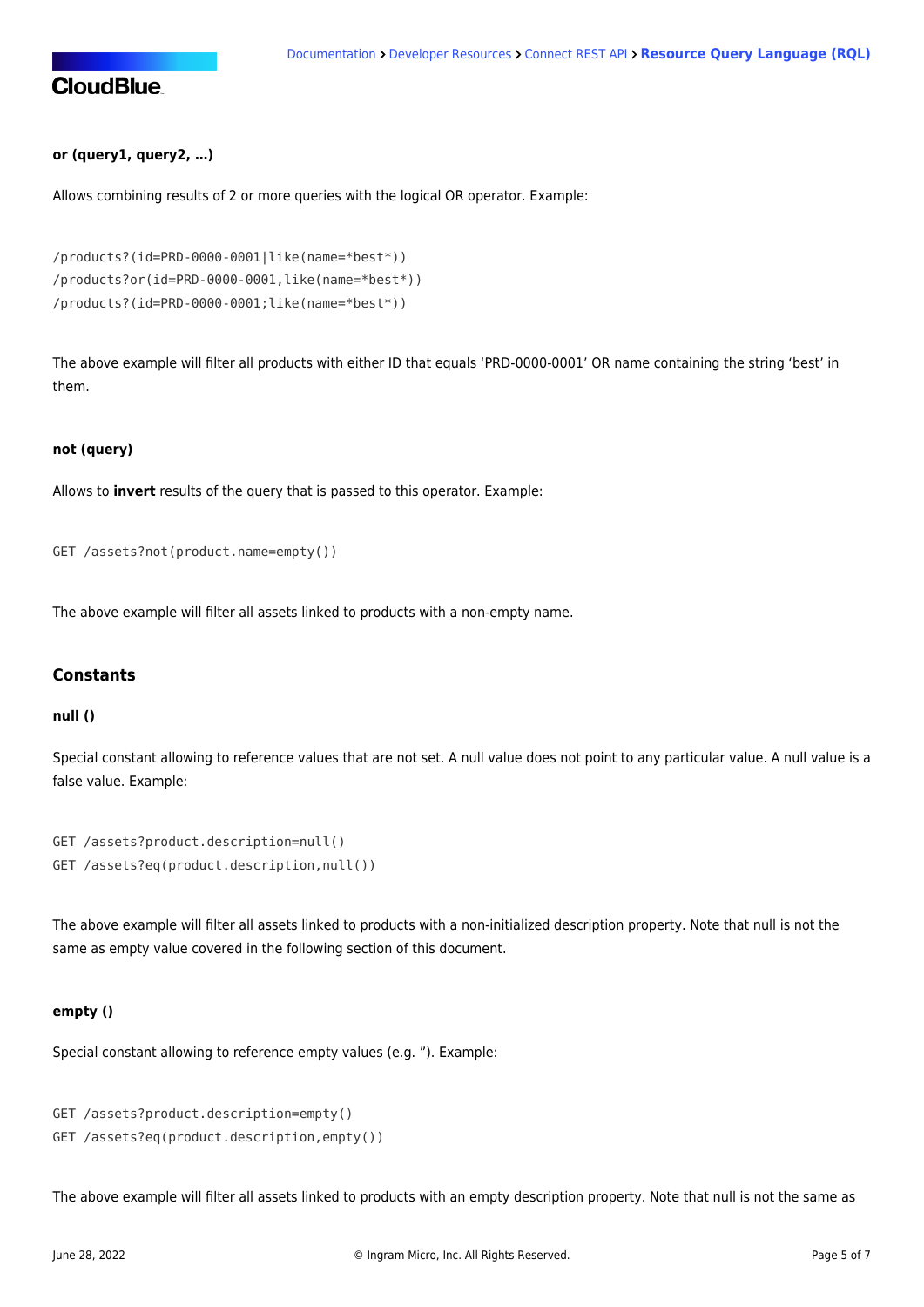**or (query1, query2, …)**

Allows combining results of 2 or more queries with the logical OR operator. Example:

```
/products?(id=PRD-0000-0001|like(name=*best*))
/products?or(id=PRD-0000-0001,like(name=*best*))
/products?(id=PRD-0000-0001;like(name=*best*))
```

The above example will filter all products with either ID that equals 'PRD-0000-0001' OR name containing the string 'best' in them.

**not (query)**

Allows to **invert** results of the query that is passed to this operator. Example:

```
GET /assets?not(product.name=empty())
```

The above example will filter all assets linked to products with a non-empty name.

### Constants

**null ()**

Special constant allowing to reference values that are not set. A null value does not point to any particular value. A null value is a false value. Example:

```
GET /assets?product.description=null()
GET /assets?eq(product.description,null())
```

The above example will filter all assets linked to products with a non-initialized description property. Note that null is not the same as empty value covered in the following section of this document.

**empty ()**

Special constant allowing to reference empty values (e.g. ''). Example:

```
GET /assets?product.description=empty()
GET /assets?eq(product.description,empty())
```

The above example will filter all assets linked to products with an empty description property. Note that null is not the same as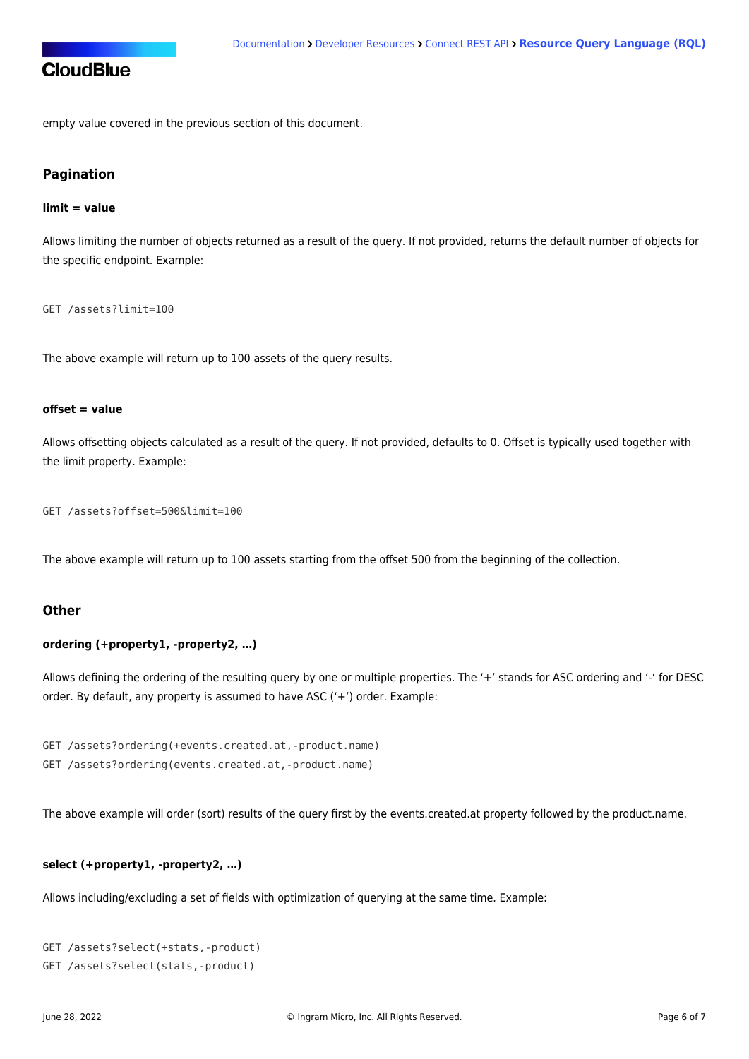empty value covered in the previous section of this document.

### Pagination

#### limit = value

Allows limiting the number of objects returned as a result of the query. If not provided, returns the default number of objects for the specific endpoint. Example:

```
GET /assets?limit=100
```

The above example will return up to 100 assets of the query results.

#### offset = value

Allows offsetting objects calculated as a result of the query. If not provided, defaults to 0. Offset is typically used together with the limit property. Example:

```
GET /assets?offset=500&limit=100
```

The above example will return up to 100 assets starting from the offset 500 from the beginning of the collection.

### Other

#### ordering (+property1, -property2, …)

Allows defining the ordering of the resulting query by one or multiple properties. The '+' stands for ASC ordering and '-' for DESC order. By default, any property is assumed to have ASC ('+') order. Example:

```
GET /assets?ordering(+events.created.at,-product.name)
GET /assets?ordering(events.created.at,-product.name)
```

The above example will order (sort) results of the query first by the events.created.at property followed by the product.name.

#### select (+property1, -property2, …)

Allows including/excluding a set of fields with optimization of querying at the same time. Example:

```
GET /assets?select(+stats,-product)
GET /assets?select(stats,-product)
```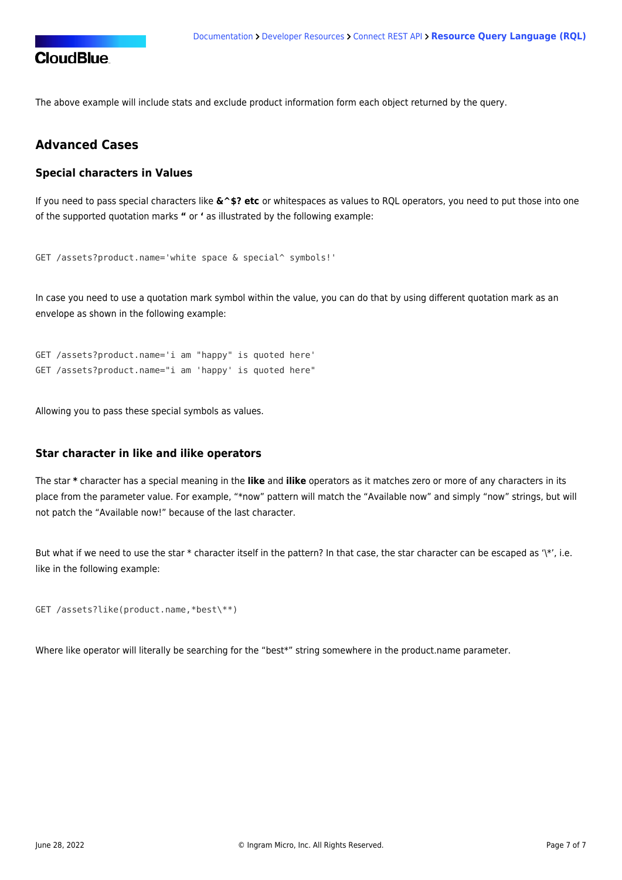The above example will include stats and exclude product information form each object returned by the query.

## Advanced Cases

### Special characters in Values

If you need to pass special characters like **&^$? etc** or whitespaces as values to RQL operators, you need to put those into one of the supported quotation marks **"** or **'** as illustrated by the following example:

```
GET /assets?product.name='white space & special^ symbols!'
```

In case you need to use a quotation mark symbol within the value, you can do that by using different quotation mark as an envelope as shown in the following example:

```
GET /assets?product.name='i am "happy" is quoted here'
GET /assets?product.name="i am 'happy' is quoted here"
```

Allowing you to pass these special symbols as values.

### Star character in like and ilike operators

The star **\*** character has a special meaning in the **like** and **ilike** operators as it matches zero or more of any characters in its place from the parameter value. For example, "*now" pattern will match the "Available now" and simply "now" strings, but will not patch the "Available now!" because of the last character.

But what if we need to use the star * character itself in the pattern? In that case, the star character can be escaped as '\*', i.e. like in the following example:

```
GET /assets?like(product.name,*best\**)
```

Where like operator will literally be searching for the "best*" string somewhere in the product.name parameter.